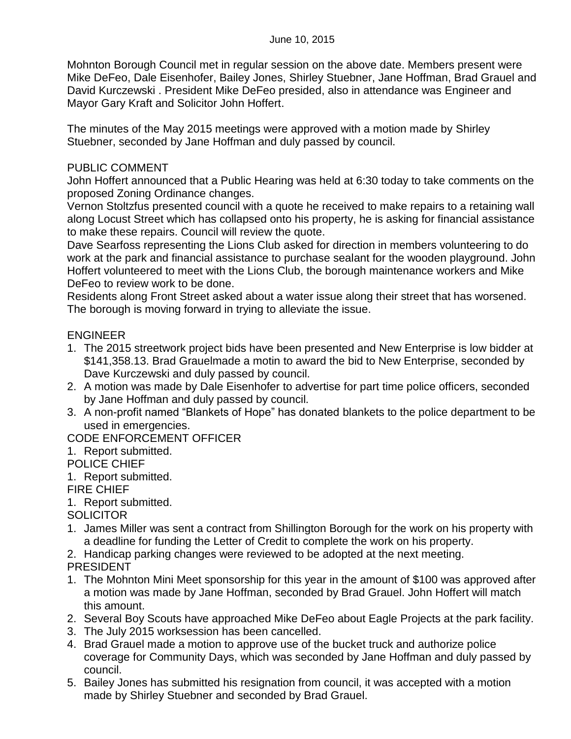June 10, 2015

Mohnton Borough Council met in regular session on the above date. Members present were Mike DeFeo, Dale Eisenhofer, Bailey Jones, Shirley Stuebner, Jane Hoffman, Brad Grauel and David Kurczewski . President Mike DeFeo presided, also in attendance was Engineer and Mayor Gary Kraft and Solicitor John Hoffert.

The minutes of the May 2015 meetings were approved with a motion made by Shirley Stuebner, seconded by Jane Hoffman and duly passed by council.

PUBLIC COMMENT

John Hoffert announced that a Public Hearing was held at 6:30 today to take comments on the proposed Zoning Ordinance changes.

Vernon Stoltzfus presented council with a quote he received to make repairs to a retaining wall along Locust Street which has collapsed onto his property, he is asking for financial assistance to make these repairs. Council will review the quote.

Dave Searfoss representing the Lions Club asked for direction in members volunteering to do work at the park and financial assistance to purchase sealant for the wooden playground. John Hoffert volunteered to meet with the Lions Club, the borough maintenance workers and Mike DeFeo to review work to be done.

Residents along Front Street asked about a water issue along their street that has worsened. The borough is moving forward in trying to alleviate the issue.

ENGINEER

1. The 2015 streetwork project bids have been presented and New Enterprise is low bidder at $141,358.13. Brad Grauelmade a motin to award the bid to New Enterprise, seconded by Dave Kurczewski and duly passed by council.
2. A motion was made by Dale Eisenhofer to advertise for part time police officers, seconded by Jane Hoffman and duly passed by council.
3. A non-profit named "Blankets of Hope" has donated blankets to the police department to be used in emergencies.

CODE ENFORCEMENT OFFICER

1. Report submitted.

POLICE CHIEF

1. Report submitted.

FIRE CHIEF

1. Report submitted.

SOLICITOR

1. James Miller was sent a contract from Shillington Borough for the work on his property with a deadline for funding the Letter of Credit to complete the work on his property.
2. Handicap parking changes were reviewed to be adopted at the next meeting.

PRESIDENT

1. The Mohnton Mini Meet sponsorship for this year in the amount of $100 was approved after a motion was made by Jane Hoffman, seconded by Brad Grauel. John Hoffert will match this amount.
2. Several Boy Scouts have approached Mike DeFeo about Eagle Projects at the park facility.
3. The July 2015 worksession has been cancelled.
4. Brad Grauel made a motion to approve use of the bucket truck and authorize police coverage for Community Days, which was seconded by Jane Hoffman and duly passed by council.
5. Bailey Jones has submitted his resignation from council, it was accepted with a motion made by Shirley Stuebner and seconded by Brad Grauel.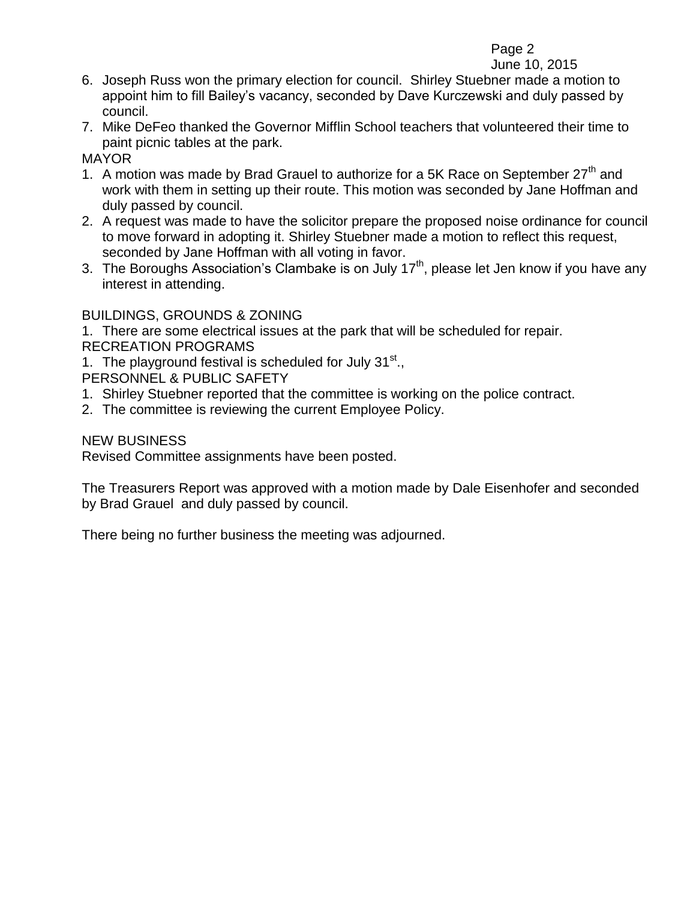6. Joseph Russ won the primary election for council. Shirley Stuebner made a motion to appoint him to fill Bailey's vacancy, seconded by Dave Kurczewski and duly passed by council.
7. Mike DeFeo thanked the Governor Mifflin School teachers that volunteered their time to paint picnic tables at the park.

MAYOR

1. A motion was made by Brad Grauel to authorize for a 5K Race on September 27th and work with them in setting up their route. This motion was seconded by Jane Hoffman and duly passed by council.
2. A request was made to have the solicitor prepare the proposed noise ordinance for council to move forward in adopting it. Shirley Stuebner made a motion to reflect this request, seconded by Jane Hoffman with all voting in favor.
3. The Boroughs Association's Clambake is on July 17th, please let Jen know if you have any interest in attending.

BUILDINGS, GROUNDS & ZONING

1. There are some electrical issues at the park that will be scheduled for repair.

RECREATION PROGRAMS

1. The playground festival is scheduled for July 31st.,

PERSONNEL & PUBLIC SAFETY

1. Shirley Stuebner reported that the committee is working on the police contract.
2. The committee is reviewing the current Employee Policy.

NEW BUSINESS

Revised Committee assignments have been posted.

The Treasurers Report was approved with a motion made by Dale Eisenhofer and seconded by Brad Grauel and duly passed by council.

There being no further business the meeting was adjourned.